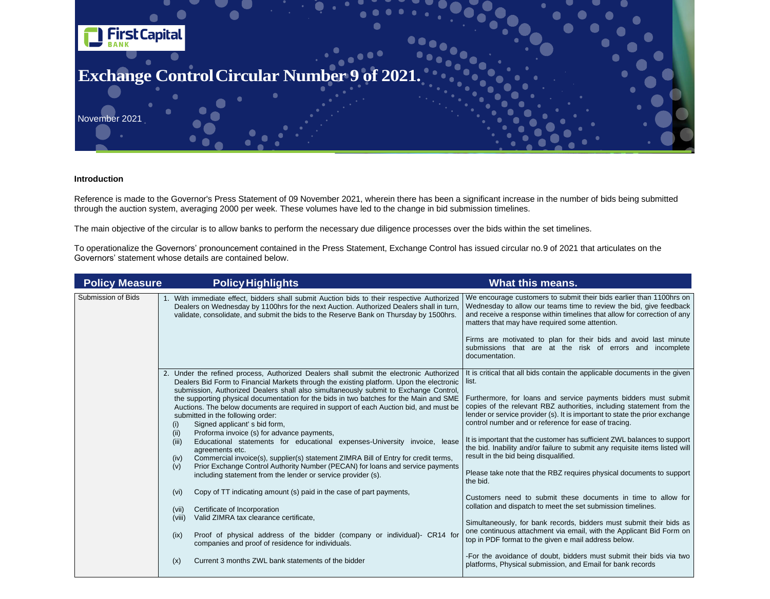First Capital BANK

# Exchange Control Circular Number 9 of 2021.

November 2021

**Introduction**

Reference is made to the Governor's Press Statement of 09 November 2021, wherein there has been a significant increase in the number of bids being submitted through the auction system, averaging 2000 per week. These volumes have led to the change in bid submission timelines.

The main objective of the circular is to allow banks to perform the necessary due diligence processes over the bids within the set timelines.

To operationalize the Governors' pronouncement contained in the Press Statement, Exchange Control has issued circular no.9 of 2021 that articulates on the Governors' statement whose details are contained below.

| Policy Measure | Policy Highlights | What this means. |
|---|---|---|
| Submission of Bids | 1. With immediate effect, bidders shall submit Auction bids to their respective Authorized Dealers on Wednesday by 1100hrs for the next Auction. Authorized Dealers shall in turn, validate, consolidate, and submit the bids to the Reserve Bank on Thursday by 1500hrs. | We encourage customers to submit their bids earlier than 1100hrs on Wednesday to allow our teams time to review the bid, give feedback and receive a response within timelines that allow for correction of any matters that may have required some attention.<br><br>Firms are motivated to plan for their bids and avoid last minute submissions that are at the risk of errors and incomplete documentation. |
| | 2. Under the refined process, Authorized Dealers shall submit the electronic Authorized Dealers Bid Form to Financial Markets through the existing platform. Upon the electronic submission, Authorized Dealers shall also simultaneously submit to Exchange Control, the supporting physical documentation for the bids in two batches for the Main and SME Auctions. The below documents are required in support of each Auction bid, and must be submitted in the following order:<br>(i) Signed applicant' s bid form,<br>(ii) Proforma invoice (s) for advance payments,<br>(iii) Educational statements for educational expenses-University invoice, lease agreements etc.<br>(iv) Commercial invoice(s), supplier(s) statement ZIMRA Bill of Entry for credit terms,<br>(v) Prior Exchange Control Authority Number (PECAN) for loans and service payments including statement from the lender or service provider (s).<br>(vi) Copy of TT indicating amount (s) paid in the case of part payments,<br>(vii) Certificate of Incorporation<br>(viii) Valid ZIMRA tax clearance certificate,<br>(ix) Proof of physical address of the bidder (company or individual)- CR14 for companies and proof of residence for individuals.<br>(x) Current 3 months ZWL bank statements of the bidder | It is critical that all bids contain the applicable documents in the given list.<br><br>Furthermore, for loans and service payments bidders must submit copies of the relevant RBZ authorities, including statement from the lender or service provider (s). It is important to state the prior exchange control number and or reference for ease of tracing.<br><br>It is important that the customer has sufficient ZWL balances to support the bid. Inability and/or failure to submit any requisite items listed will result in the bid being disqualified.<br><br>Please take note that the RBZ requires physical documents to support the bid.<br><br>Customers need to submit these documents in time to allow for collation and dispatch to meet the set submission timelines.<br><br>Simultaneously, for bank records, bidders must submit their bids as one continuous attachment via email, with the Applicant Bid Form on top in PDF format to the given e mail address below.<br><br>-For the avoidance of doubt, bidders must submit their bids via two platforms, Physical submission, and Email for bank records |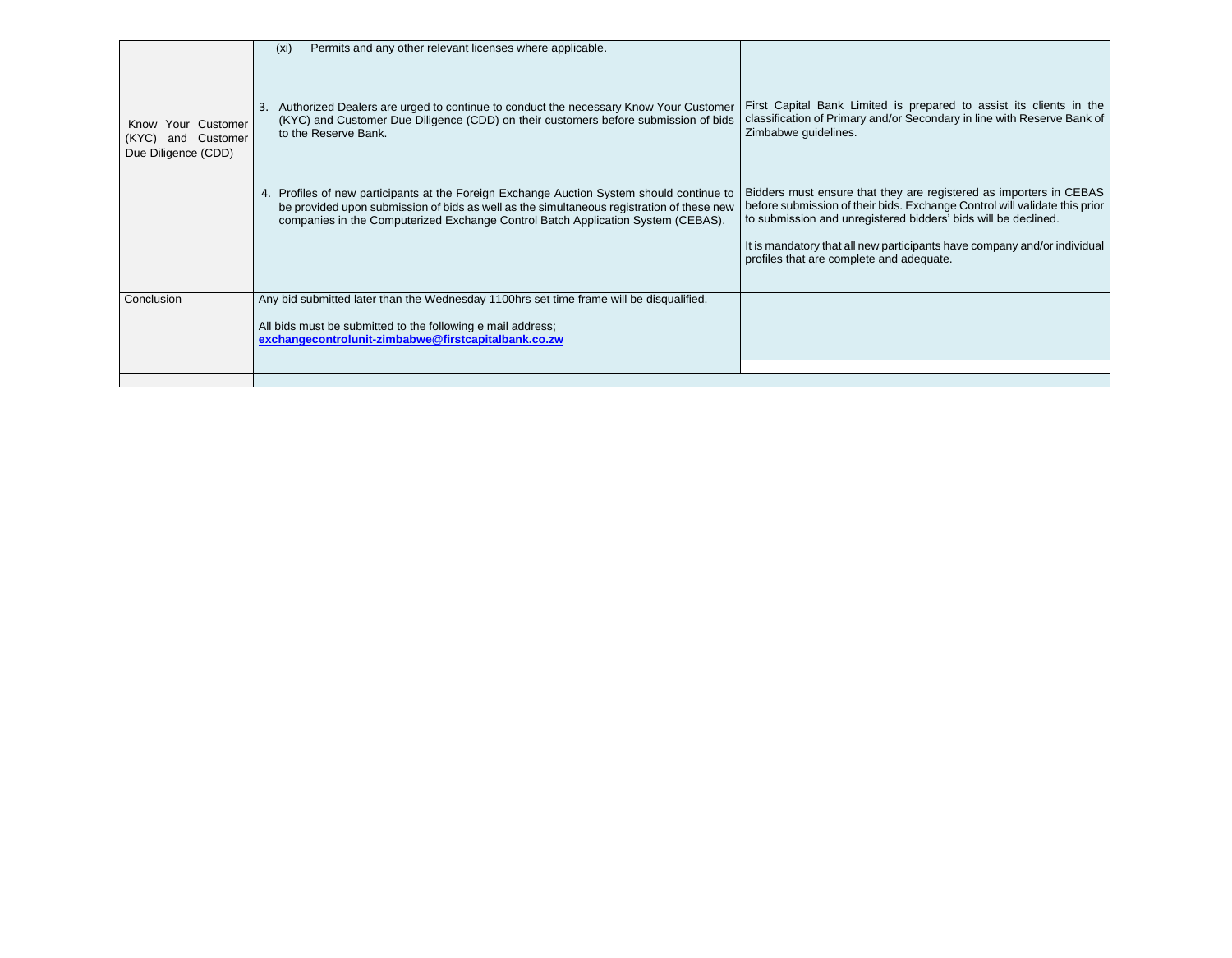| | | |
|---|---|---|
| Know Your Customer (KYC) and Customer Due Diligence (CDD) | (xi) Permits and any other relevant licenses where applicable. | |
| | 3. Authorized Dealers are urged to continue to conduct the necessary Know Your Customer (KYC) and Customer Due Diligence (CDD) on their customers before submission of bids to the Reserve Bank. | First Capital Bank Limited is prepared to assist its clients in the classification of Primary and/or Secondary in line with Reserve Bank of Zimbabwe guidelines. |
| | 4. Profiles of new participants at the Foreign Exchange Auction System should continue to be provided upon submission of bids as well as the simultaneous registration of these new companies in the Computerized Exchange Control Batch Application System (CEBAS). | Bidders must ensure that they are registered as importers in CEBAS before submission of their bids. Exchange Control will validate this prior to submission and unregistered bidders' bids will be declined.<br><br>It is mandatory that all new participants have company and/or individual profiles that are complete and adequate. |
| Conclusion | Any bid submitted later than the Wednesday 1100hrs set time frame will be disqualified.<br><br>All bids must be submitted to the following e mail address;<br>**exchangecontrolunit-zimbabwe@firstcapitalbank.co.zw** | |
| | | |
| | | |